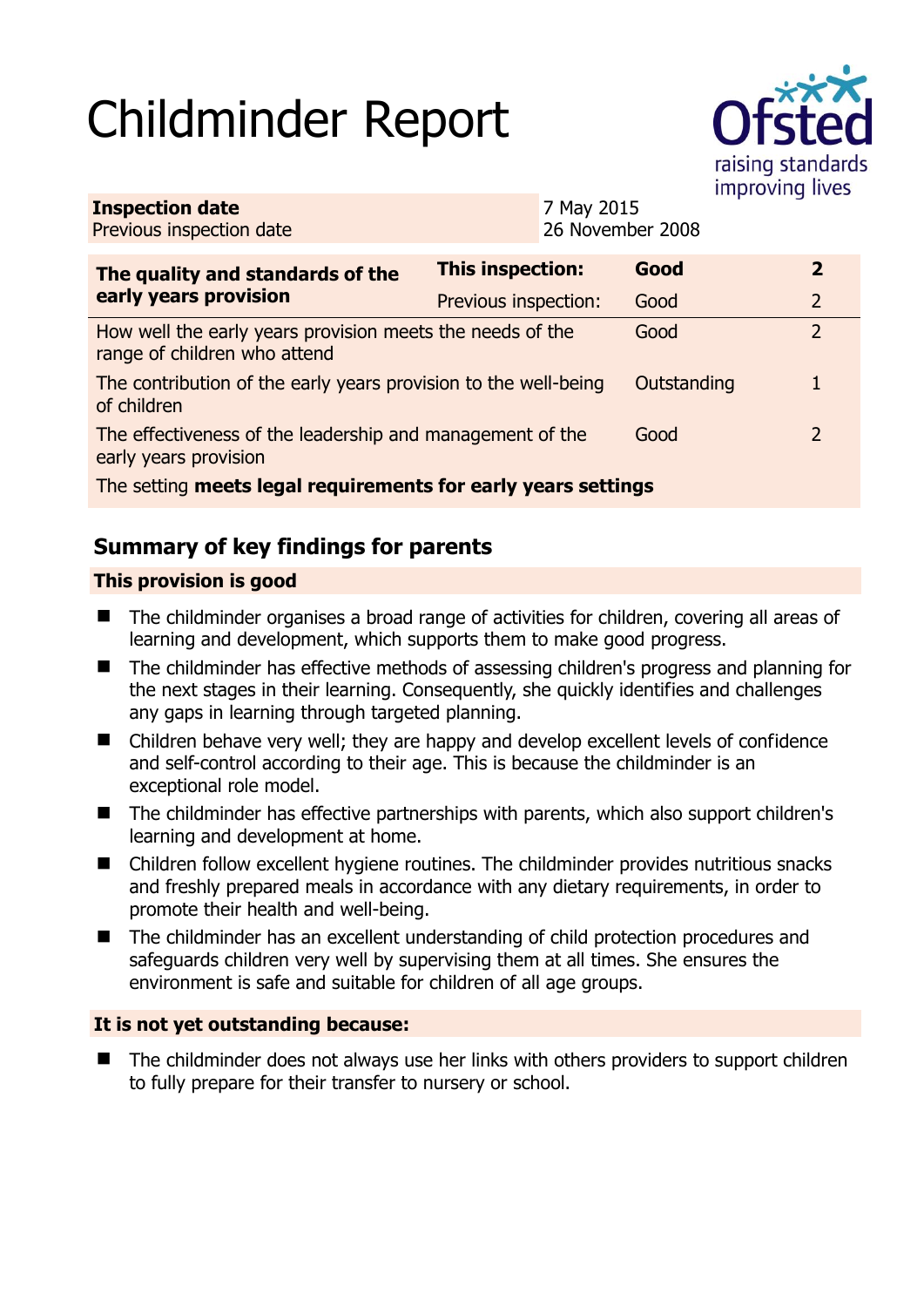# Childminder Report

| **Inspection date** | 7 May 2015 |
|---|---|
| Previous inspection date | 26 November 2008 |

| **The quality and standards of the early years provision** | **This inspection:** | **Good** | **2** |
|---|---|---|---|
| | Previous inspection: | Good | 2 |
| How well the early years provision meets the needs of the range of children who attend | | Good | 2 |
| The contribution of the early years provision to the well-being of children | | Outstanding | 1 |
| The effectiveness of the leadership and management of the early years provision | | Good | 2 |
| The setting **meets legal requirements for early years settings** | | | |

## Summary of key findings for parents

### This provision is good

- The childminder organises a broad range of activities for children, covering all areas of learning and development, which supports them to make good progress.
- The childminder has effective methods of assessing children's progress and planning for the next stages in their learning. Consequently, she quickly identifies and challenges any gaps in learning through targeted planning.
- Children behave very well; they are happy and develop excellent levels of confidence and self-control according to their age. This is because the childminder is an exceptional role model.
- The childminder has effective partnerships with parents, which also support children's learning and development at home.
- Children follow excellent hygiene routines. The childminder provides nutritious snacks and freshly prepared meals in accordance with any dietary requirements, in order to promote their health and well-being.
- The childminder has an excellent understanding of child protection procedures and safeguards children very well by supervising them at all times. She ensures the environment is safe and suitable for children of all age groups.

### It is not yet outstanding because:

- The childminder does not always use her links with others providers to support children to fully prepare for their transfer to nursery or school.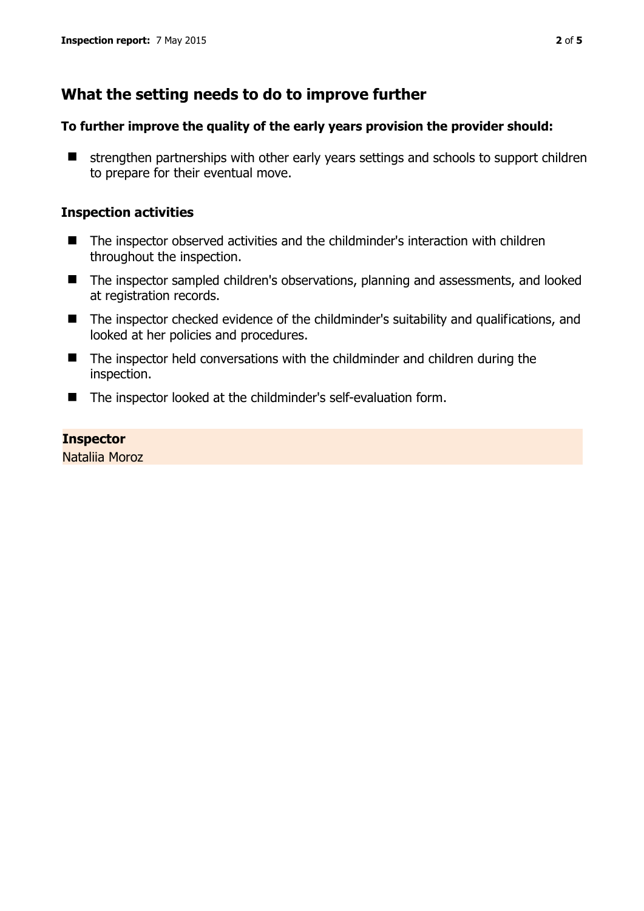## What the setting needs to do to improve further

**To further improve the quality of the early years provision the provider should:**

- strengthen partnerships with other early years settings and schools to support children to prepare for their eventual move.

### Inspection activities

- The inspector observed activities and the childminder's interaction with children throughout the inspection.
- The inspector sampled children's observations, planning and assessments, and looked at registration records.
- The inspector checked evidence of the childminder's suitability and qualifications, and looked at her policies and procedures.
- The inspector held conversations with the childminder and children during the inspection.
- The inspector looked at the childminder's self-evaluation form.

**Inspector**
Nataliia Moroz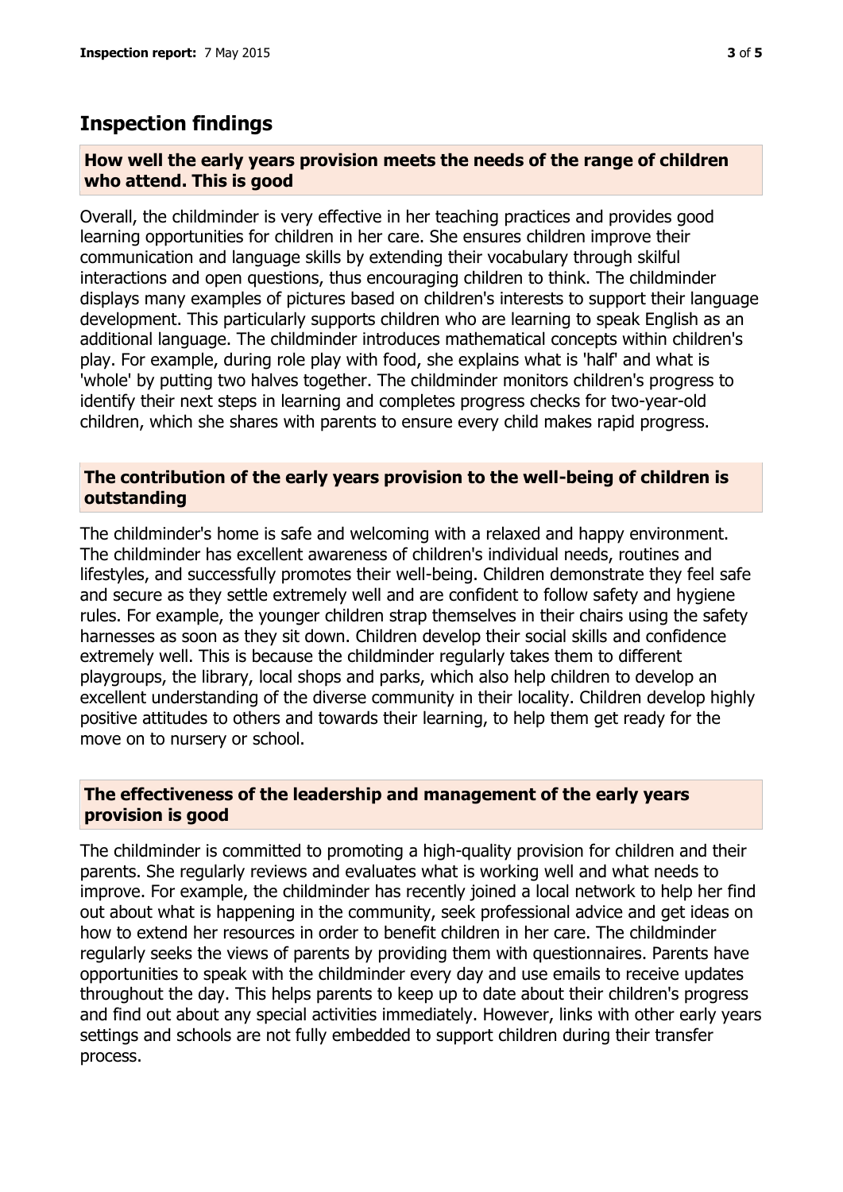## Inspection findings

### How well the early years provision meets the needs of the range of children who attend. This is good

Overall, the childminder is very effective in her teaching practices and provides good learning opportunities for children in her care. She ensures children improve their communication and language skills by extending their vocabulary through skilful interactions and open questions, thus encouraging children to think. The childminder displays many examples of pictures based on children's interests to support their language development. This particularly supports children who are learning to speak English as an additional language. The childminder introduces mathematical concepts within children's play. For example, during role play with food, she explains what is 'half' and what is 'whole' by putting two halves together. The childminder monitors children's progress to identify their next steps in learning and completes progress checks for two-year-old children, which she shares with parents to ensure every child makes rapid progress.

### The contribution of the early years provision to the well-being of children is outstanding

The childminder's home is safe and welcoming with a relaxed and happy environment. The childminder has excellent awareness of children's individual needs, routines and lifestyles, and successfully promotes their well-being. Children demonstrate they feel safe and secure as they settle extremely well and are confident to follow safety and hygiene rules. For example, the younger children strap themselves in their chairs using the safety harnesses as soon as they sit down. Children develop their social skills and confidence extremely well. This is because the childminder regularly takes them to different playgroups, the library, local shops and parks, which also help children to develop an excellent understanding of the diverse community in their locality. Children develop highly positive attitudes to others and towards their learning, to help them get ready for the move on to nursery or school.

### The effectiveness of the leadership and management of the early years provision is good

The childminder is committed to promoting a high-quality provision for children and their parents. She regularly reviews and evaluates what is working well and what needs to improve. For example, the childminder has recently joined a local network to help her find out about what is happening in the community, seek professional advice and get ideas on how to extend her resources in order to benefit children in her care. The childminder regularly seeks the views of parents by providing them with questionnaires. Parents have opportunities to speak with the childminder every day and use emails to receive updates throughout the day. This helps parents to keep up to date about their children's progress and find out about any special activities immediately. However, links with other early years settings and schools are not fully embedded to support children during their transfer process.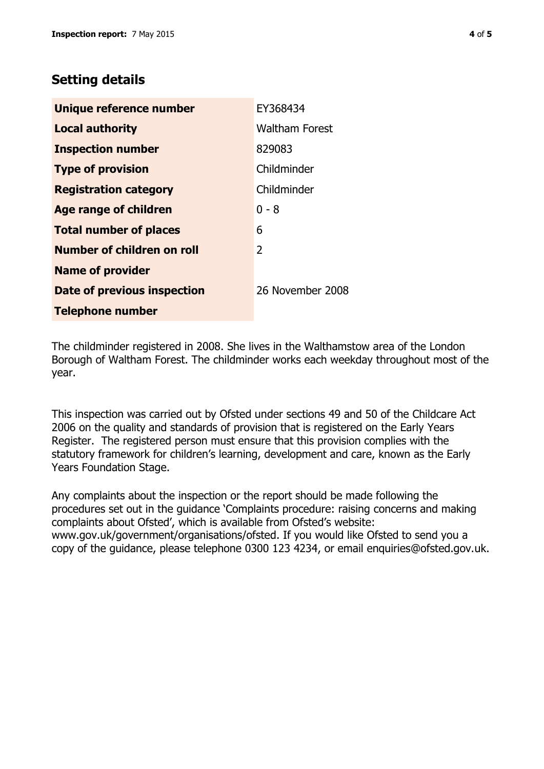## Setting details

| | |
|---|---|
| **Unique reference number** | EY368434 |
| **Local authority** | Waltham Forest |
| **Inspection number** | 829083 |
| **Type of provision** | Childminder |
| **Registration category** | Childminder |
| **Age range of children** | 0 - 8 |
| **Total number of places** | 6 |
| **Number of children on roll** | 2 |
| **Name of provider** | |
| **Date of previous inspection** | 26 November 2008 |
| **Telephone number** | |

The childminder registered in 2008. She lives in the Walthamstow area of the London Borough of Waltham Forest. The childminder works each weekday throughout most of the year.

This inspection was carried out by Ofsted under sections 49 and 50 of the Childcare Act 2006 on the quality and standards of provision that is registered on the Early Years Register. The registered person must ensure that this provision complies with the statutory framework for children's learning, development and care, known as the Early Years Foundation Stage.

Any complaints about the inspection or the report should be made following the procedures set out in the guidance 'Complaints procedure: raising concerns and making complaints about Ofsted', which is available from Ofsted's website: www.gov.uk/government/organisations/ofsted. If you would like Ofsted to send you a copy of the guidance, please telephone 0300 123 4234, or email enquiries@ofsted.gov.uk.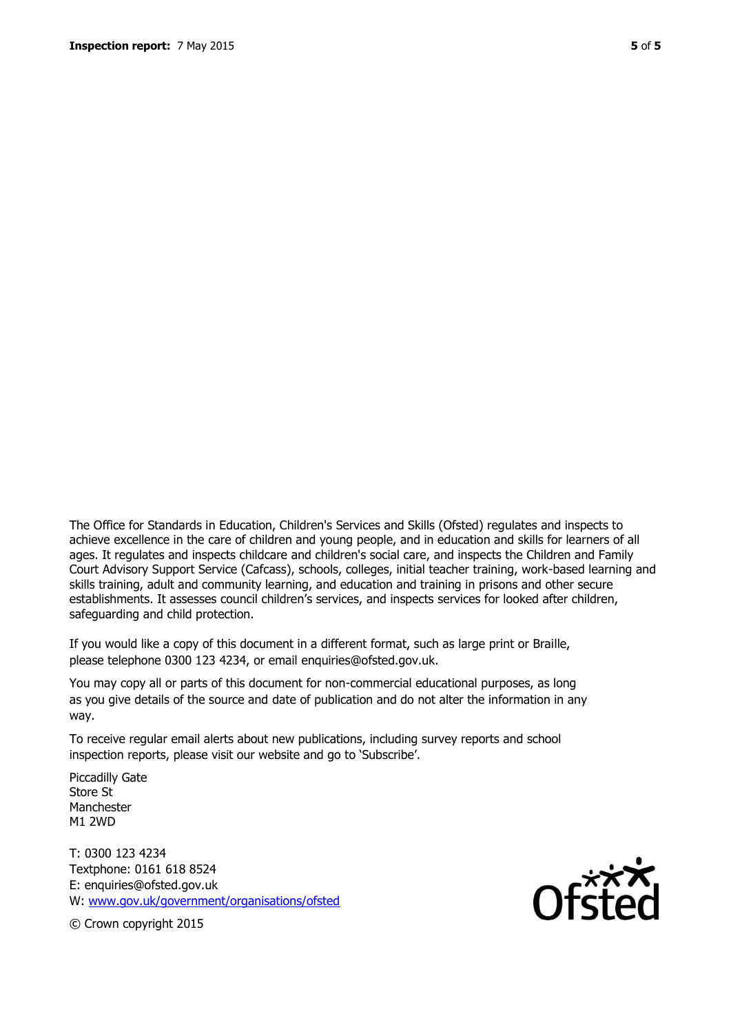The Office for Standards in Education, Children's Services and Skills (Ofsted) regulates and inspects to achieve excellence in the care of children and young people, and in education and skills for learners of all ages. It regulates and inspects childcare and children's social care, and inspects the Children and Family Court Advisory Support Service (Cafcass), schools, colleges, initial teacher training, work-based learning and skills training, adult and community learning, and education and training in prisons and other secure establishments. It assesses council children's services, and inspects services for looked after children, safeguarding and child protection.

If you would like a copy of this document in a different format, such as large print or Braille, please telephone 0300 123 4234, or email enquiries@ofsted.gov.uk.

You may copy all or parts of this document for non-commercial educational purposes, as long as you give details of the source and date of publication and do not alter the information in any way.

To receive regular email alerts about new publications, including survey reports and school inspection reports, please visit our website and go to 'Subscribe'.

Piccadilly Gate
Store St
Manchester
M1 2WD

T: 0300 123 4234
Textphone: 0161 618 8524
E: enquiries@ofsted.gov.uk
W: [www.gov.uk/government/organisations/ofsted](http://www.gov.uk/government/organisations/ofsted)

© Crown copyright 2015